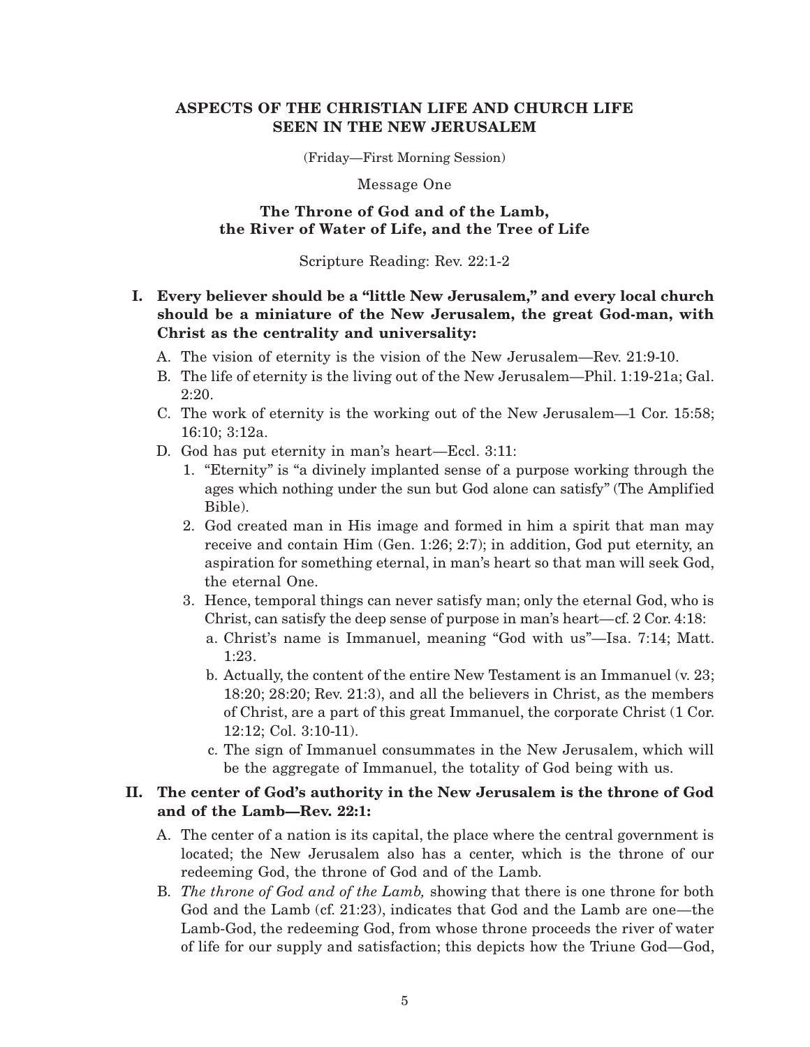# ASPECTS OF THE CHRISTIAN LIFE AND CHURCH LIFE SEEN IN THE NEW JERUSALEM

(Friday—First Morning Session)

Message One

## The Throne of God and of the Lamb, the River of Water of Life, and the Tree of Life

Scripture Reading: Rev. 22:1-2

**I. Every believer should be a "little New Jerusalem," and every local church should be a miniature of the New Jerusalem, the great God-man, with Christ as the centrality and universality:**

A. The vision of eternity is the vision of the New Jerusalem—Rev. 21:9-10.

B. The life of eternity is the living out of the New Jerusalem—Phil. 1:19-21a; Gal. 2:20.

C. The work of eternity is the working out of the New Jerusalem—1 Cor. 15:58; 16:10; 3:12a.

D. God has put eternity in man's heart—Eccl. 3:11:

1. "Eternity" is "a divinely implanted sense of a purpose working through the ages which nothing under the sun but God alone can satisfy" (The Amplified Bible).

2. God created man in His image and formed in him a spirit that man may receive and contain Him (Gen. 1:26; 2:7); in addition, God put eternity, an aspiration for something eternal, in man's heart so that man will seek God, the eternal One.

3. Hence, temporal things can never satisfy man; only the eternal God, who is Christ, can satisfy the deep sense of purpose in man's heart—cf. 2 Cor. 4:18:

a. Christ's name is Immanuel, meaning "God with us"—Isa. 7:14; Matt. 1:23.

b. Actually, the content of the entire New Testament is an Immanuel (v. 23; 18:20; 28:20; Rev. 21:3), and all the believers in Christ, as the members of Christ, are a part of this great Immanuel, the corporate Christ (1 Cor. 12:12; Col. 3:10-11).

c. The sign of Immanuel consummates in the New Jerusalem, which will be the aggregate of Immanuel, the totality of God being with us.

**II. The center of God's authority in the New Jerusalem is the throne of God and of the Lamb—Rev. 22:1:**

A. The center of a nation is its capital, the place where the central government is located; the New Jerusalem also has a center, which is the throne of our redeeming God, the throne of God and of the Lamb.

B. *The throne of God and of the Lamb,* showing that there is one throne for both God and the Lamb (cf. 21:23), indicates that God and the Lamb are one—the Lamb-God, the redeeming God, from whose throne proceeds the river of water of life for our supply and satisfaction; this depicts how the Triune God—God,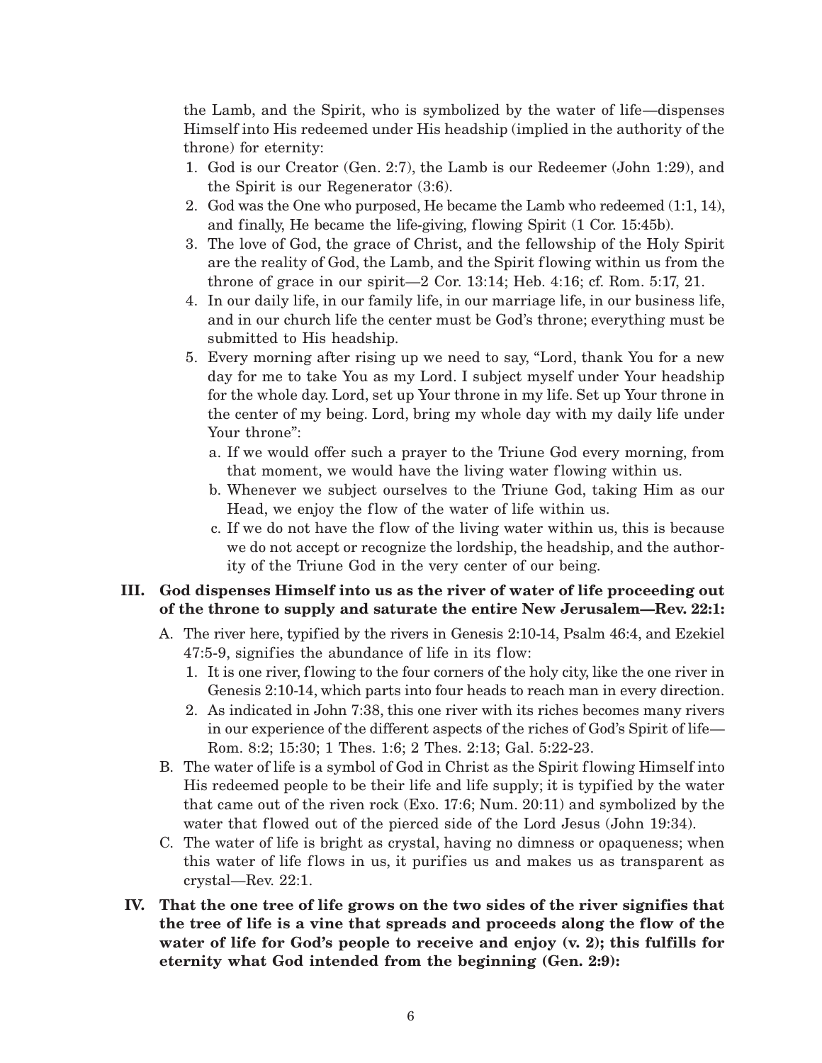the Lamb, and the Spirit, who is symbolized by the water of life—dispenses Himself into His redeemed under His headship (implied in the authority of the throne) for eternity:

1. God is our Creator (Gen. 2:7), the Lamb is our Redeemer (John 1:29), and the Spirit is our Regenerator (3:6).
2. God was the One who purposed, He became the Lamb who redeemed (1:1, 14), and finally, He became the life-giving, flowing Spirit (1 Cor. 15:45b).
3. The love of God, the grace of Christ, and the fellowship of the Holy Spirit are the reality of God, the Lamb, and the Spirit flowing within us from the throne of grace in our spirit—2 Cor. 13:14; Heb. 4:16; cf. Rom. 5:17, 21.
4. In our daily life, in our family life, in our marriage life, in our business life, and in our church life the center must be God's throne; everything must be submitted to His headship.
5. Every morning after rising up we need to say, "Lord, thank You for a new day for me to take You as my Lord. I subject myself under Your headship for the whole day. Lord, set up Your throne in my life. Set up Your throne in the center of my being. Lord, bring my whole day with my daily life under Your throne":
   a. If we would offer such a prayer to the Triune God every morning, from that moment, we would have the living water flowing within us.
   b. Whenever we subject ourselves to the Triune God, taking Him as our Head, we enjoy the flow of the water of life within us.
   c. If we do not have the flow of the living water within us, this is because we do not accept or recognize the lordship, the headship, and the authority of the Triune God in the very center of our being.

**III. God dispenses Himself into us as the river of water of life proceeding out of the throne to supply and saturate the entire New Jerusalem—Rev. 22:1:**

A. The river here, typified by the rivers in Genesis 2:10-14, Psalm 46:4, and Ezekiel 47:5-9, signifies the abundance of life in its flow:
   1. It is one river, flowing to the four corners of the holy city, like the one river in Genesis 2:10-14, which parts into four heads to reach man in every direction.
   2. As indicated in John 7:38, this one river with its riches becomes many rivers in our experience of the different aspects of the riches of God's Spirit of life—Rom. 8:2; 15:30; 1 Thes. 1:6; 2 Thes. 2:13; Gal. 5:22-23.

B. The water of life is a symbol of God in Christ as the Spirit flowing Himself into His redeemed people to be their life and life supply; it is typified by the water that came out of the riven rock (Exo. 17:6; Num. 20:11) and symbolized by the water that flowed out of the pierced side of the Lord Jesus (John 19:34).

C. The water of life is bright as crystal, having no dimness or opaqueness; when this water of life flows in us, it purifies us and makes us as transparent as crystal—Rev. 22:1.

**IV. That the one tree of life grows on the two sides of the river signifies that the tree of life is a vine that spreads and proceeds along the flow of the water of life for God's people to receive and enjoy (v. 2); this fulfills for eternity what God intended from the beginning (Gen. 2:9):**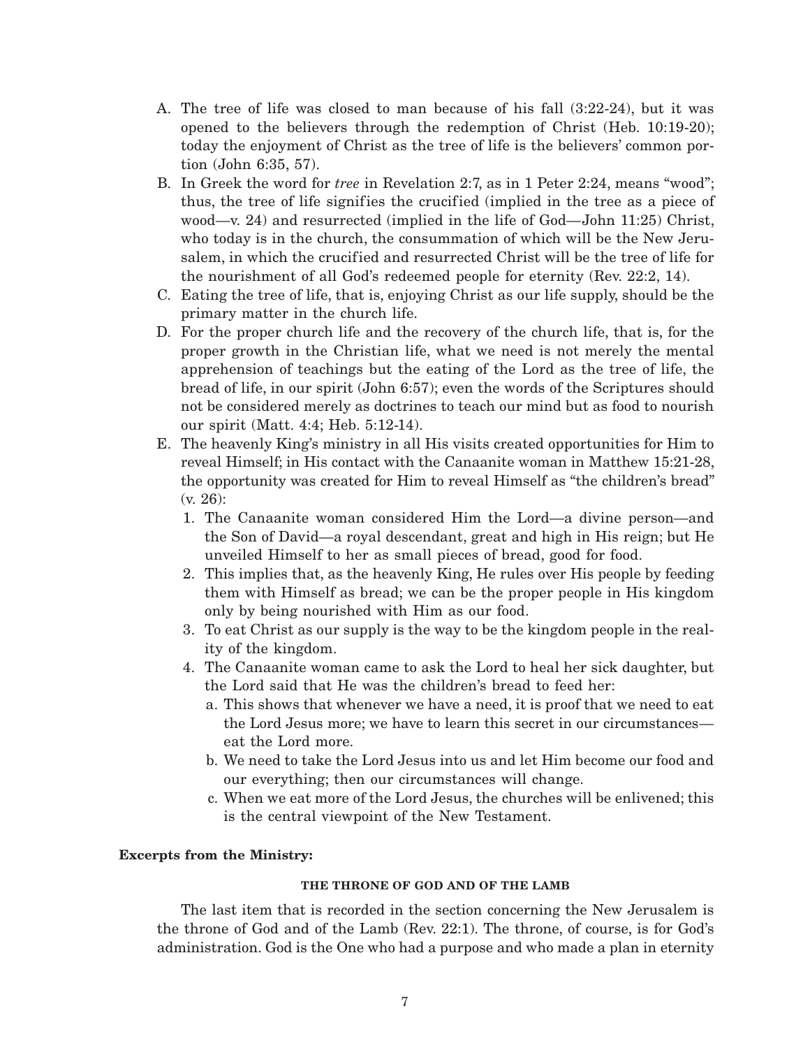A. The tree of life was closed to man because of his fall (3:22-24), but it was opened to the believers through the redemption of Christ (Heb. 10:19-20); today the enjoyment of Christ as the tree of life is the believers' common portion (John 6:35, 57).

B. In Greek the word for *tree* in Revelation 2:7, as in 1 Peter 2:24, means "wood"; thus, the tree of life signifies the crucified (implied in the tree as a piece of wood—v. 24) and resurrected (implied in the life of God—John 11:25) Christ, who today is in the church, the consummation of which will be the New Jerusalem, in which the crucified and resurrected Christ will be the tree of life for the nourishment of all God's redeemed people for eternity (Rev. 22:2, 14).

C. Eating the tree of life, that is, enjoying Christ as our life supply, should be the primary matter in the church life.

D. For the proper church life and the recovery of the church life, that is, for the proper growth in the Christian life, what we need is not merely the mental apprehension of teachings but the eating of the Lord as the tree of life, the bread of life, in our spirit (John 6:57); even the words of the Scriptures should not be considered merely as doctrines to teach our mind but as food to nourish our spirit (Matt. 4:4; Heb. 5:12-14).

E. The heavenly King's ministry in all His visits created opportunities for Him to reveal Himself; in His contact with the Canaanite woman in Matthew 15:21-28, the opportunity was created for Him to reveal Himself as "the children's bread" (v. 26):
   1. The Canaanite woman considered Him the Lord—a divine person—and the Son of David—a royal descendant, great and high in His reign; but He unveiled Himself to her as small pieces of bread, good for food.
   2. This implies that, as the heavenly King, He rules over His people by feeding them with Himself as bread; we can be the proper people in His kingdom only by being nourished with Him as our food.
   3. To eat Christ as our supply is the way to be the kingdom people in the reality of the kingdom.
   4. The Canaanite woman came to ask the Lord to heal her sick daughter, but the Lord said that He was the children's bread to feed her:
      a. This shows that whenever we have a need, it is proof that we need to eat the Lord Jesus more; we have to learn this secret in our circumstances—eat the Lord more.
      b. We need to take the Lord Jesus into us and let Him become our food and our everything; then our circumstances will change.
      c. When we eat more of the Lord Jesus, the churches will be enlivened; this is the central viewpoint of the New Testament.

**Excerpts from the Ministry:**

##### THE THRONE OF GOD AND OF THE LAMB

The last item that is recorded in the section concerning the New Jerusalem is the throne of God and of the Lamb (Rev. 22:1). The throne, of course, is for God's administration. God is the One who had a purpose and who made a plan in eternity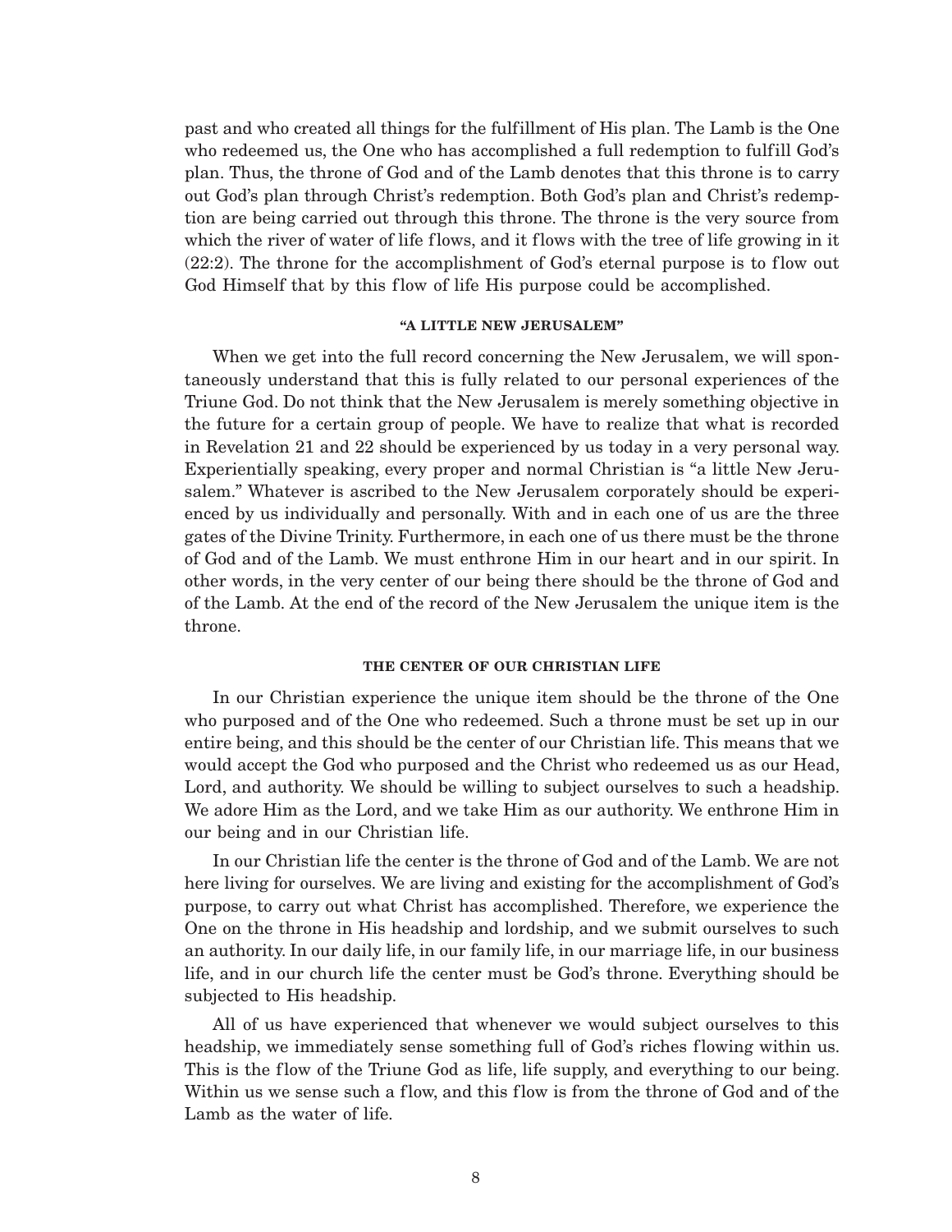past and who created all things for the fulfillment of His plan. The Lamb is the One who redeemed us, the One who has accomplished a full redemption to fulfill God's plan. Thus, the throne of God and of the Lamb denotes that this throne is to carry out God's plan through Christ's redemption. Both God's plan and Christ's redemption are being carried out through this throne. The throne is the very source from which the river of water of life flows, and it flows with the tree of life growing in it (22:2). The throne for the accomplishment of God's eternal purpose is to flow out God Himself that by this flow of life His purpose could be accomplished.

### "A LITTLE NEW JERUSALEM"

When we get into the full record concerning the New Jerusalem, we will spontaneously understand that this is fully related to our personal experiences of the Triune God. Do not think that the New Jerusalem is merely something objective in the future for a certain group of people. We have to realize that what is recorded in Revelation 21 and 22 should be experienced by us today in a very personal way. Experientially speaking, every proper and normal Christian is "a little New Jerusalem." Whatever is ascribed to the New Jerusalem corporately should be experienced by us individually and personally. With and in each one of us are the three gates of the Divine Trinity. Furthermore, in each one of us there must be the throne of God and of the Lamb. We must enthrone Him in our heart and in our spirit. In other words, in the very center of our being there should be the throne of God and of the Lamb. At the end of the record of the New Jerusalem the unique item is the throne.

### THE CENTER OF OUR CHRISTIAN LIFE

In our Christian experience the unique item should be the throne of the One who purposed and of the One who redeemed. Such a throne must be set up in our entire being, and this should be the center of our Christian life. This means that we would accept the God who purposed and the Christ who redeemed us as our Head, Lord, and authority. We should be willing to subject ourselves to such a headship. We adore Him as the Lord, and we take Him as our authority. We enthrone Him in our being and in our Christian life.

In our Christian life the center is the throne of God and of the Lamb. We are not here living for ourselves. We are living and existing for the accomplishment of God's purpose, to carry out what Christ has accomplished. Therefore, we experience the One on the throne in His headship and lordship, and we submit ourselves to such an authority. In our daily life, in our family life, in our marriage life, in our business life, and in our church life the center must be God's throne. Everything should be subjected to His headship.

All of us have experienced that whenever we would subject ourselves to this headship, we immediately sense something full of God's riches flowing within us. This is the flow of the Triune God as life, life supply, and everything to our being. Within us we sense such a flow, and this flow is from the throne of God and of the Lamb as the water of life.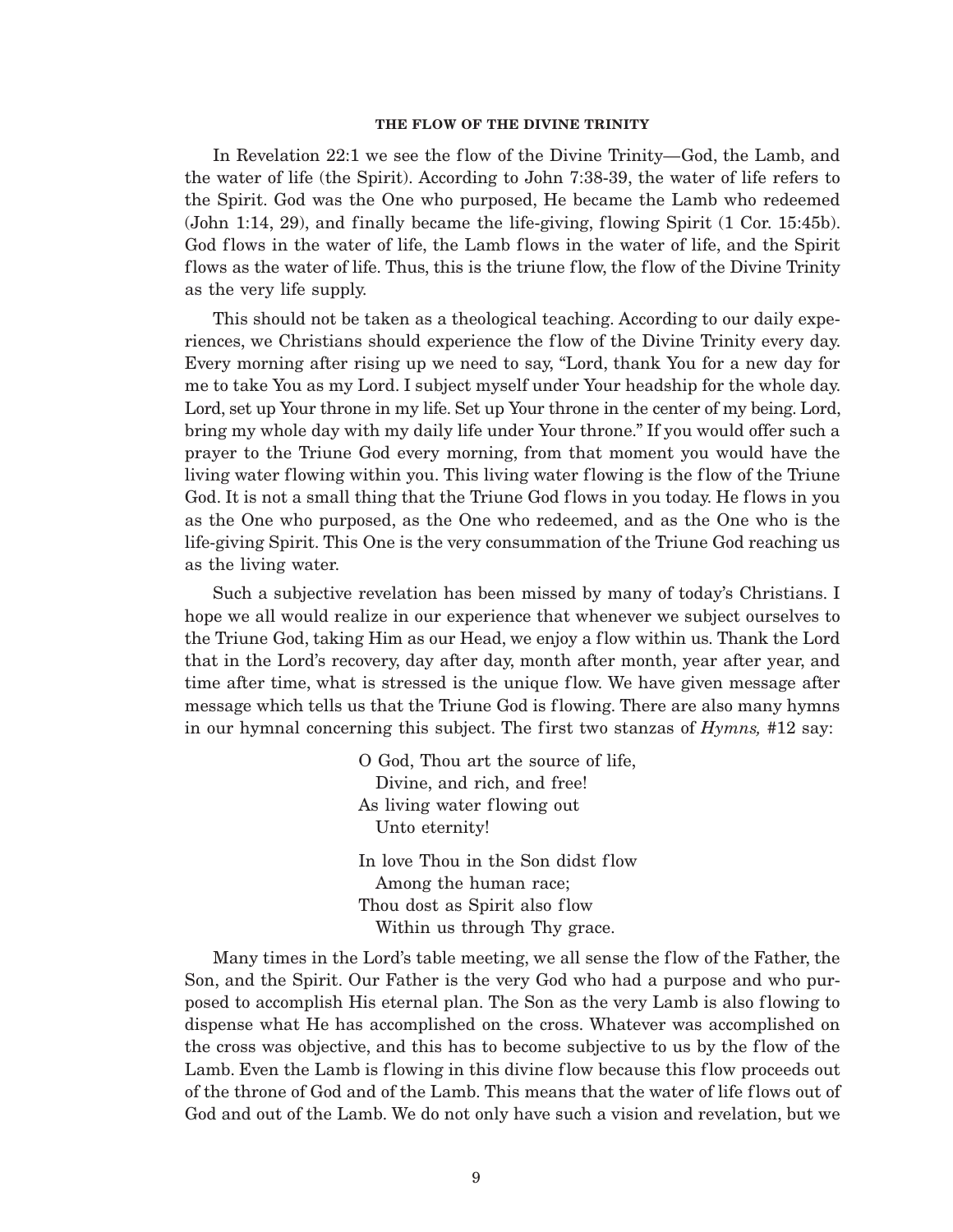### THE FLOW OF THE DIVINE TRINITY

In Revelation 22:1 we see the flow of the Divine Trinity—God, the Lamb, and the water of life (the Spirit). According to John 7:38-39, the water of life refers to the Spirit. God was the One who purposed, He became the Lamb who redeemed (John 1:14, 29), and finally became the life-giving, flowing Spirit (1 Cor. 15:45b). God flows in the water of life, the Lamb flows in the water of life, and the Spirit flows as the water of life. Thus, this is the triune flow, the flow of the Divine Trinity as the very life supply.

This should not be taken as a theological teaching. According to our daily experiences, we Christians should experience the flow of the Divine Trinity every day. Every morning after rising up we need to say, "Lord, thank You for a new day for me to take You as my Lord. I subject myself under Your headship for the whole day. Lord, set up Your throne in my life. Set up Your throne in the center of my being. Lord, bring my whole day with my daily life under Your throne." If you would offer such a prayer to the Triune God every morning, from that moment you would have the living water flowing within you. This living water flowing is the flow of the Triune God. It is not a small thing that the Triune God flows in you today. He flows in you as the One who purposed, as the One who redeemed, and as the One who is the life-giving Spirit. This One is the very consummation of the Triune God reaching us as the living water.

Such a subjective revelation has been missed by many of today's Christians. I hope we all would realize in our experience that whenever we subject ourselves to the Triune God, taking Him as our Head, we enjoy a flow within us. Thank the Lord that in the Lord's recovery, day after day, month after month, year after year, and time after time, what is stressed is the unique flow. We have given message after message which tells us that the Triune God is flowing. There are also many hymns in our hymnal concerning this subject. The first two stanzas of *Hymns,* #12 say:

> O God, Thou art the source of life,
> Divine, and rich, and free!
> As living water flowing out
> Unto eternity!
>
> In love Thou in the Son didst flow
> Among the human race;
> Thou dost as Spirit also flow
> Within us through Thy grace.

Many times in the Lord's table meeting, we all sense the flow of the Father, the Son, and the Spirit. Our Father is the very God who had a purpose and who purposed to accomplish His eternal plan. The Son as the very Lamb is also flowing to dispense what He has accomplished on the cross. Whatever was accomplished on the cross was objective, and this has to become subjective to us by the flow of the Lamb. Even the Lamb is flowing in this divine flow because this flow proceeds out of the throne of God and of the Lamb. This means that the water of life flows out of God and out of the Lamb. We do not only have such a vision and revelation, but we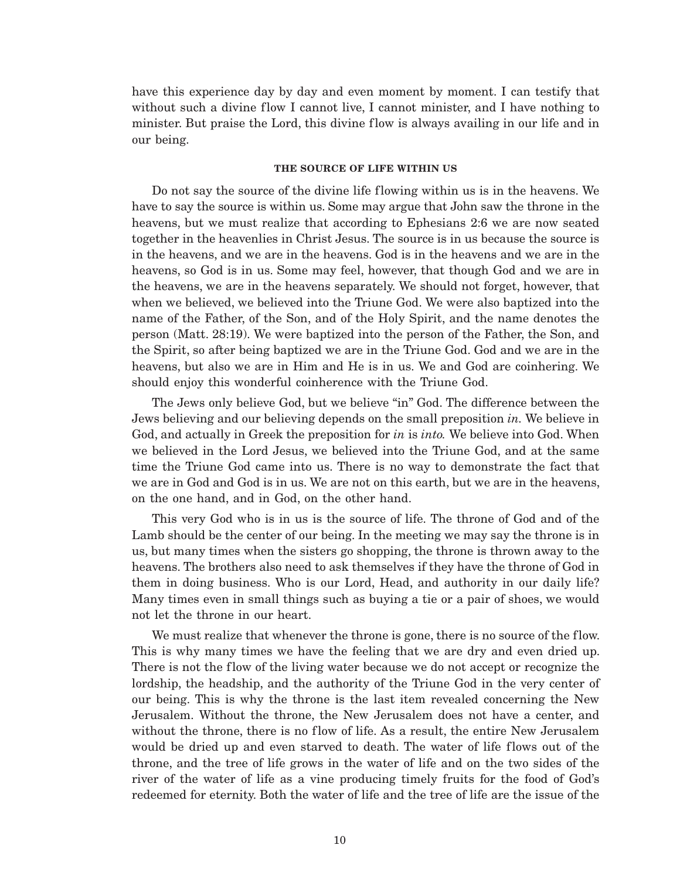have this experience day by day and even moment by moment. I can testify that without such a divine flow I cannot live, I cannot minister, and I have nothing to minister. But praise the Lord, this divine flow is always availing in our life and in our being.

### THE SOURCE OF LIFE WITHIN US

Do not say the source of the divine life flowing within us is in the heavens. We have to say the source is within us. Some may argue that John saw the throne in the heavens, but we must realize that according to Ephesians 2:6 we are now seated together in the heavenlies in Christ Jesus. The source is in us because the source is in the heavens, and we are in the heavens. God is in the heavens and we are in the heavens, so God is in us. Some may feel, however, that though God and we are in the heavens, we are in the heavens separately. We should not forget, however, that when we believed, we believed into the Triune God. We were also baptized into the name of the Father, of the Son, and of the Holy Spirit, and the name denotes the person (Matt. 28:19). We were baptized into the person of the Father, the Son, and the Spirit, so after being baptized we are in the Triune God. God and we are in the heavens, but also we are in Him and He is in us. We and God are coinhering. We should enjoy this wonderful coinherence with the Triune God.

The Jews only believe God, but we believe "in" God. The difference between the Jews believing and our believing depends on the small preposition *in.* We believe in God, and actually in Greek the preposition for *in* is *into.* We believe into God. When we believed in the Lord Jesus, we believed into the Triune God, and at the same time the Triune God came into us. There is no way to demonstrate the fact that we are in God and God is in us. We are not on this earth, but we are in the heavens, on the one hand, and in God, on the other hand.

This very God who is in us is the source of life. The throne of God and of the Lamb should be the center of our being. In the meeting we may say the throne is in us, but many times when the sisters go shopping, the throne is thrown away to the heavens. The brothers also need to ask themselves if they have the throne of God in them in doing business. Who is our Lord, Head, and authority in our daily life? Many times even in small things such as buying a tie or a pair of shoes, we would not let the throne in our heart.

We must realize that whenever the throne is gone, there is no source of the flow. This is why many times we have the feeling that we are dry and even dried up. There is not the flow of the living water because we do not accept or recognize the lordship, the headship, and the authority of the Triune God in the very center of our being. This is why the throne is the last item revealed concerning the New Jerusalem. Without the throne, the New Jerusalem does not have a center, and without the throne, there is no flow of life. As a result, the entire New Jerusalem would be dried up and even starved to death. The water of life flows out of the throne, and the tree of life grows in the water of life and on the two sides of the river of the water of life as a vine producing timely fruits for the food of God's redeemed for eternity. Both the water of life and the tree of life are the issue of the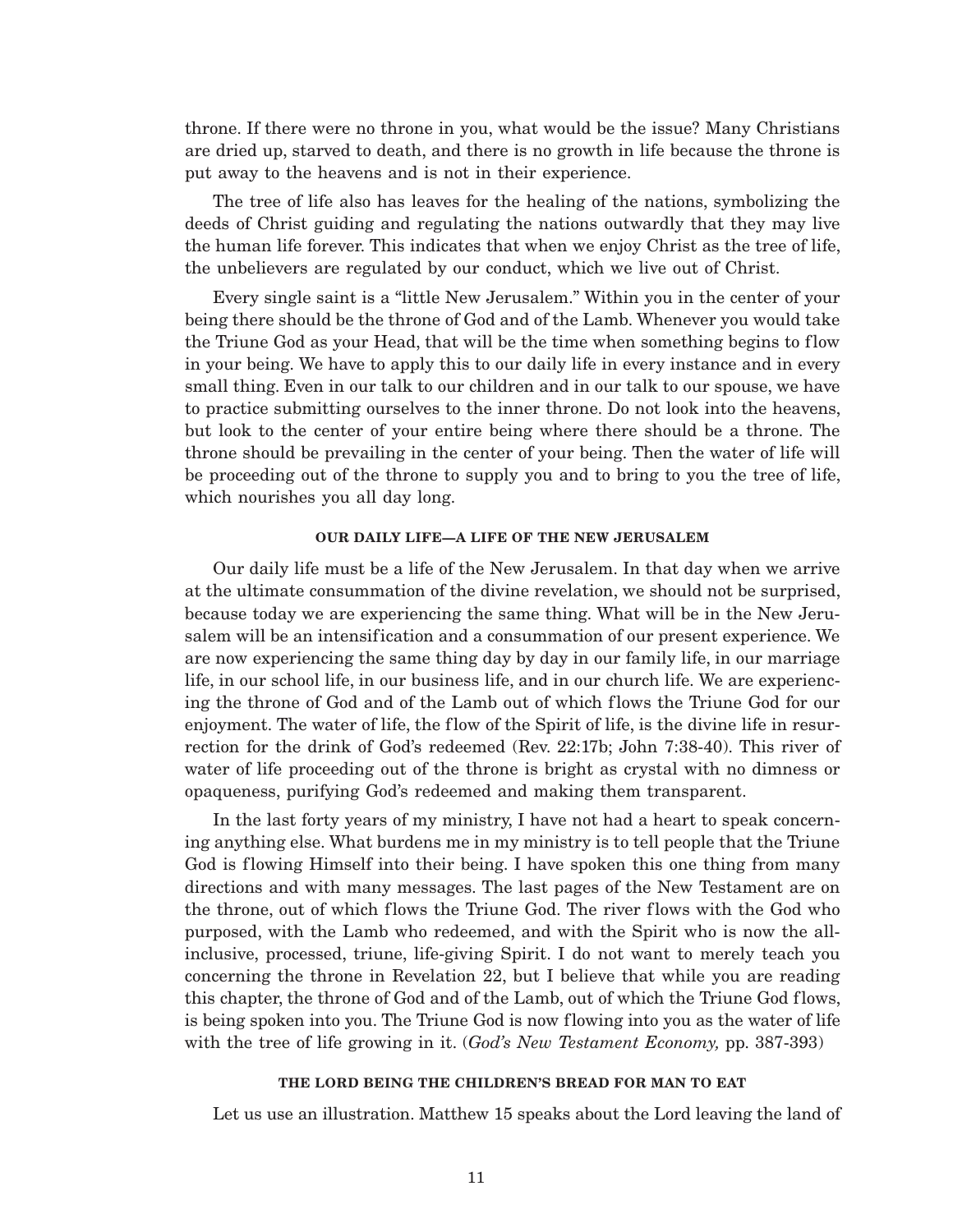throne. If there were no throne in you, what would be the issue? Many Christians are dried up, starved to death, and there is no growth in life because the throne is put away to the heavens and is not in their experience.

The tree of life also has leaves for the healing of the nations, symbolizing the deeds of Christ guiding and regulating the nations outwardly that they may live the human life forever. This indicates that when we enjoy Christ as the tree of life, the unbelievers are regulated by our conduct, which we live out of Christ.

Every single saint is a "little New Jerusalem." Within you in the center of your being there should be the throne of God and of the Lamb. Whenever you would take the Triune God as your Head, that will be the time when something begins to flow in your being. We have to apply this to our daily life in every instance and in every small thing. Even in our talk to our children and in our talk to our spouse, we have to practice submitting ourselves to the inner throne. Do not look into the heavens, but look to the center of your entire being where there should be a throne. The throne should be prevailing in the center of your being. Then the water of life will be proceeding out of the throne to supply you and to bring to you the tree of life, which nourishes you all day long.

#### OUR DAILY LIFE—A LIFE OF THE NEW JERUSALEM

Our daily life must be a life of the New Jerusalem. In that day when we arrive at the ultimate consummation of the divine revelation, we should not be surprised, because today we are experiencing the same thing. What will be in the New Jerusalem will be an intensification and a consummation of our present experience. We are now experiencing the same thing day by day in our family life, in our marriage life, in our school life, in our business life, and in our church life. We are experiencing the throne of God and of the Lamb out of which flows the Triune God for our enjoyment. The water of life, the flow of the Spirit of life, is the divine life in resurrection for the drink of God's redeemed (Rev. 22:17b; John 7:38-40). This river of water of life proceeding out of the throne is bright as crystal with no dimness or opaqueness, purifying God's redeemed and making them transparent.

In the last forty years of my ministry, I have not had a heart to speak concerning anything else. What burdens me in my ministry is to tell people that the Triune God is flowing Himself into their being. I have spoken this one thing from many directions and with many messages. The last pages of the New Testament are on the throne, out of which flows the Triune God. The river flows with the God who purposed, with the Lamb who redeemed, and with the Spirit who is now the all-inclusive, processed, triune, life-giving Spirit. I do not want to merely teach you concerning the throne in Revelation 22, but I believe that while you are reading this chapter, the throne of God and of the Lamb, out of which the Triune God flows, is being spoken into you. The Triune God is now flowing into you as the water of life with the tree of life growing in it. (*God's New Testament Economy,* pp. 387-393)

#### THE LORD BEING THE CHILDREN'S BREAD FOR MAN TO EAT

Let us use an illustration. Matthew 15 speaks about the Lord leaving the land of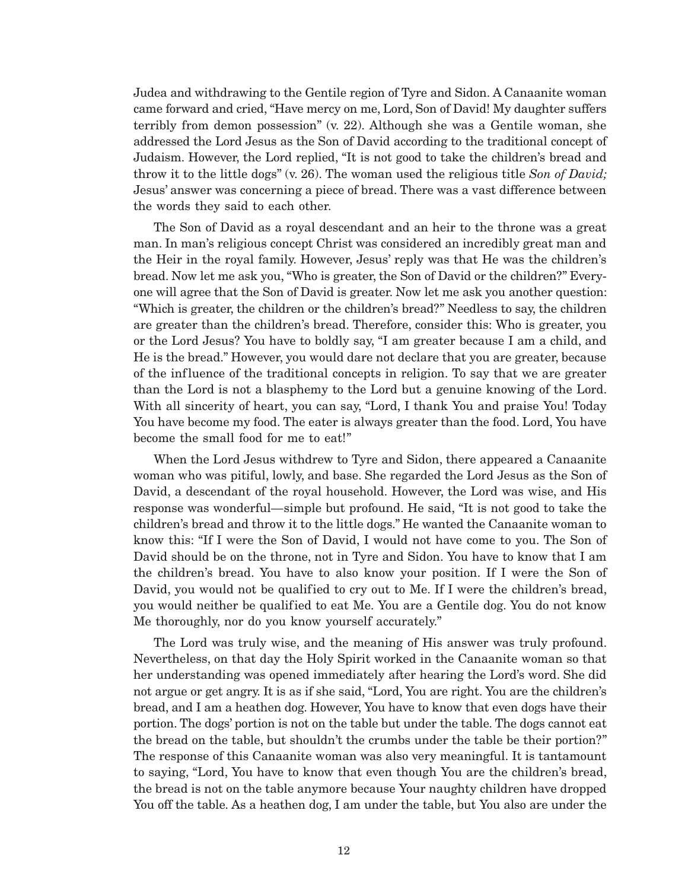Judea and withdrawing to the Gentile region of Tyre and Sidon. A Canaanite woman came forward and cried, "Have mercy on me, Lord, Son of David! My daughter suffers terribly from demon possession" (v. 22). Although she was a Gentile woman, she addressed the Lord Jesus as the Son of David according to the traditional concept of Judaism. However, the Lord replied, "It is not good to take the children's bread and throw it to the little dogs" (v. 26). The woman used the religious title *Son of David;* Jesus' answer was concerning a piece of bread. There was a vast difference between the words they said to each other.

The Son of David as a royal descendant and an heir to the throne was a great man. In man's religious concept Christ was considered an incredibly great man and the Heir in the royal family. However, Jesus' reply was that He was the children's bread. Now let me ask you, "Who is greater, the Son of David or the children?" Everyone will agree that the Son of David is greater. Now let me ask you another question: "Which is greater, the children or the children's bread?" Needless to say, the children are greater than the children's bread. Therefore, consider this: Who is greater, you or the Lord Jesus? You have to boldly say, "I am greater because I am a child, and He is the bread." However, you would dare not declare that you are greater, because of the influence of the traditional concepts in religion. To say that we are greater than the Lord is not a blasphemy to the Lord but a genuine knowing of the Lord. With all sincerity of heart, you can say, "Lord, I thank You and praise You! Today You have become my food. The eater is always greater than the food. Lord, You have become the small food for me to eat!"

When the Lord Jesus withdrew to Tyre and Sidon, there appeared a Canaanite woman who was pitiful, lowly, and base. She regarded the Lord Jesus as the Son of David, a descendant of the royal household. However, the Lord was wise, and His response was wonderful—simple but profound. He said, "It is not good to take the children's bread and throw it to the little dogs." He wanted the Canaanite woman to know this: "If I were the Son of David, I would not have come to you. The Son of David should be on the throne, not in Tyre and Sidon. You have to know that I am the children's bread. You have to also know your position. If I were the Son of David, you would not be qualified to cry out to Me. If I were the children's bread, you would neither be qualified to eat Me. You are a Gentile dog. You do not know Me thoroughly, nor do you know yourself accurately."

The Lord was truly wise, and the meaning of His answer was truly profound. Nevertheless, on that day the Holy Spirit worked in the Canaanite woman so that her understanding was opened immediately after hearing the Lord's word. She did not argue or get angry. It is as if she said, "Lord, You are right. You are the children's bread, and I am a heathen dog. However, You have to know that even dogs have their portion. The dogs' portion is not on the table but under the table. The dogs cannot eat the bread on the table, but shouldn't the crumbs under the table be their portion?" The response of this Canaanite woman was also very meaningful. It is tantamount to saying, "Lord, You have to know that even though You are the children's bread, the bread is not on the table anymore because Your naughty children have dropped You off the table. As a heathen dog, I am under the table, but You also are under the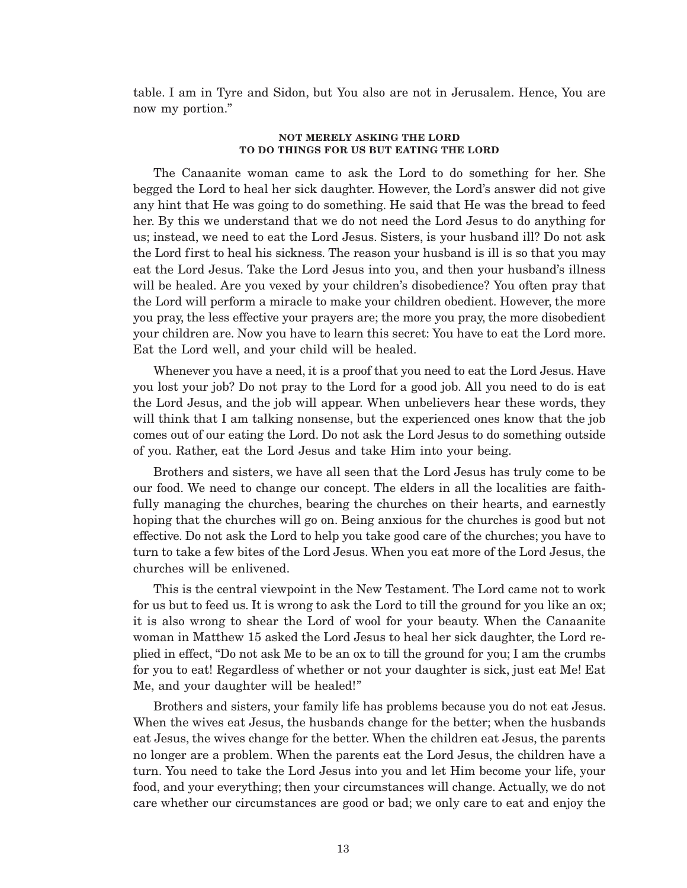table. I am in Tyre and Sidon, but You also are not in Jerusalem. Hence, You are now my portion."

### NOT MERELY ASKING THE LORD TO DO THINGS FOR US BUT EATING THE LORD

The Canaanite woman came to ask the Lord to do something for her. She begged the Lord to heal her sick daughter. However, the Lord's answer did not give any hint that He was going to do something. He said that He was the bread to feed her. By this we understand that we do not need the Lord Jesus to do anything for us; instead, we need to eat the Lord Jesus. Sisters, is your husband ill? Do not ask the Lord first to heal his sickness. The reason your husband is ill is so that you may eat the Lord Jesus. Take the Lord Jesus into you, and then your husband's illness will be healed. Are you vexed by your children's disobedience? You often pray that the Lord will perform a miracle to make your children obedient. However, the more you pray, the less effective your prayers are; the more you pray, the more disobedient your children are. Now you have to learn this secret: You have to eat the Lord more. Eat the Lord well, and your child will be healed.

Whenever you have a need, it is a proof that you need to eat the Lord Jesus. Have you lost your job? Do not pray to the Lord for a good job. All you need to do is eat the Lord Jesus, and the job will appear. When unbelievers hear these words, they will think that I am talking nonsense, but the experienced ones know that the job comes out of our eating the Lord. Do not ask the Lord Jesus to do something outside of you. Rather, eat the Lord Jesus and take Him into your being.

Brothers and sisters, we have all seen that the Lord Jesus has truly come to be our food. We need to change our concept. The elders in all the localities are faithfully managing the churches, bearing the churches on their hearts, and earnestly hoping that the churches will go on. Being anxious for the churches is good but not effective. Do not ask the Lord to help you take good care of the churches; you have to turn to take a few bites of the Lord Jesus. When you eat more of the Lord Jesus, the churches will be enlivened.

This is the central viewpoint in the New Testament. The Lord came not to work for us but to feed us. It is wrong to ask the Lord to till the ground for you like an ox; it is also wrong to shear the Lord of wool for your beauty. When the Canaanite woman in Matthew 15 asked the Lord Jesus to heal her sick daughter, the Lord replied in effect, "Do not ask Me to be an ox to till the ground for you; I am the crumbs for you to eat! Regardless of whether or not your daughter is sick, just eat Me! Eat Me, and your daughter will be healed!"

Brothers and sisters, your family life has problems because you do not eat Jesus. When the wives eat Jesus, the husbands change for the better; when the husbands eat Jesus, the wives change for the better. When the children eat Jesus, the parents no longer are a problem. When the parents eat the Lord Jesus, the children have a turn. You need to take the Lord Jesus into you and let Him become your life, your food, and your everything; then your circumstances will change. Actually, we do not care whether our circumstances are good or bad; we only care to eat and enjoy the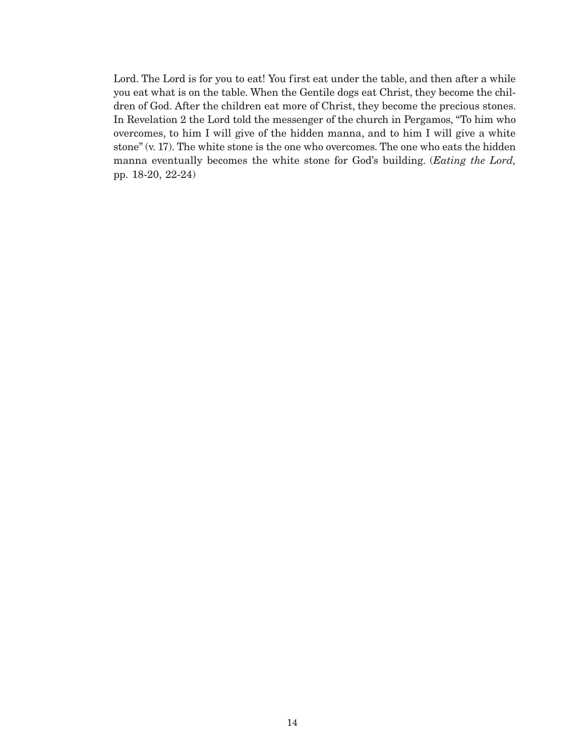Lord. The Lord is for you to eat! You first eat under the table, and then after a while you eat what is on the table. When the Gentile dogs eat Christ, they become the children of God. After the children eat more of Christ, they become the precious stones. In Revelation 2 the Lord told the messenger of the church in Pergamos, "To him who overcomes, to him I will give of the hidden manna, and to him I will give a white stone" (v. 17). The white stone is the one who overcomes. The one who eats the hidden manna eventually becomes the white stone for God's building. (*Eating the Lord,* pp. 18-20, 22-24)